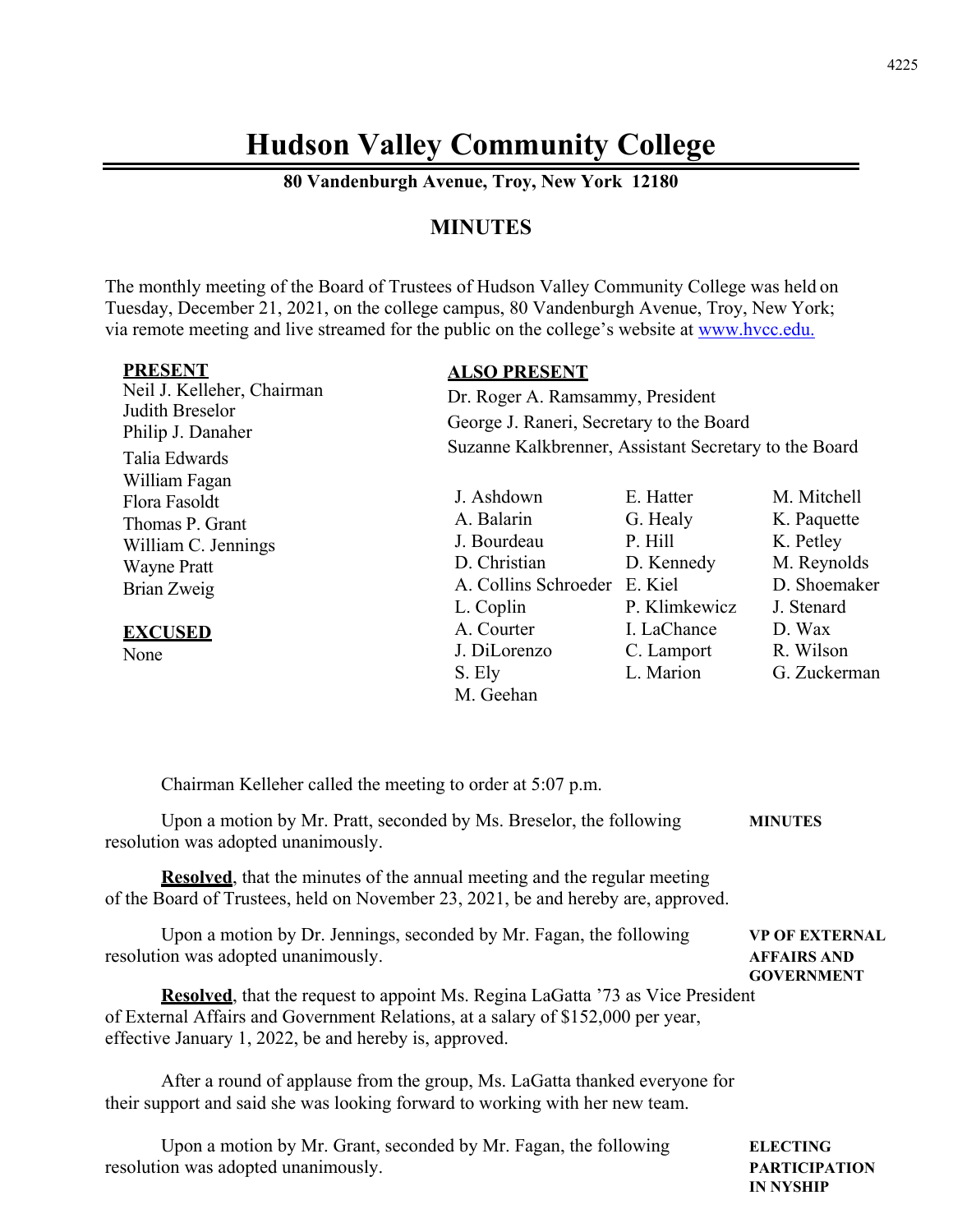# Hudson Valley Community College

**80 Vandenburgh Avenue, Troy, New York 12180**

## MINUTES

The monthly meeting of the Board of Trustees of Hudson Valley Community College was held on Tuesday, December 21, 2021, on the college campus, 80 Vandenburgh Avenue, Troy, New York; via remote meeting and live streamed for the public on the college's website at www.hvcc.edu.

**PRESENT**

Neil J. Kelleher, Chairman
Judith Breselor
Philip J. Danaher
Talia Edwards
William Fagan
Flora Fasoldt
Thomas P. Grant
William C. Jennings
Wayne Pratt
Brian Zweig

**EXCUSED**

None

**ALSO PRESENT**

Dr. Roger A. Ramsammy, President
George J. Raneri, Secretary to the Board
Suzanne Kalkbrenner, Assistant Secretary to the Board

J. Ashdown
A. Balarin
J. Bourdeau
D. Christian
A. Collins Schroeder
L. Coplin
A. Courter
J. DiLorenzo
S. Ely
M. Geehan
E. Hatter
G. Healy
P. Hill
D. Kennedy
E. Kiel
P. Klimkewicz
I. LaChance
C. Lamport
L. Marion
M. Mitchell
K. Paquette
K. Petley
M. Reynolds
D. Shoemaker
J. Stenard
D. Wax
R. Wilson
G. Zuckerman

Chairman Kelleher called the meeting to order at 5:07 p.m.

**MINUTES**

Upon a motion by Mr. Pratt, seconded by Ms. Breselor, the following resolution was adopted unanimously.

**Resolved**, that the minutes of the annual meeting and the regular meeting of the Board of Trustees, held on November 23, 2021, be and hereby are, approved.

**VP OF EXTERNAL AFFAIRS AND GOVERNMENT**

Upon a motion by Dr. Jennings, seconded by Mr. Fagan, the following resolution was adopted unanimously.

**Resolved**, that the request to appoint Ms. Regina LaGatta '73 as Vice President of External Affairs and Government Relations, at a salary of $152,000 per year, effective January 1, 2022, be and hereby is, approved.

After a round of applause from the group, Ms. LaGatta thanked everyone for their support and said she was looking forward to working with her new team.

**ELECTING PARTICIPATION IN NYSHIP**

Upon a motion by Mr. Grant, seconded by Mr. Fagan, the following resolution was adopted unanimously.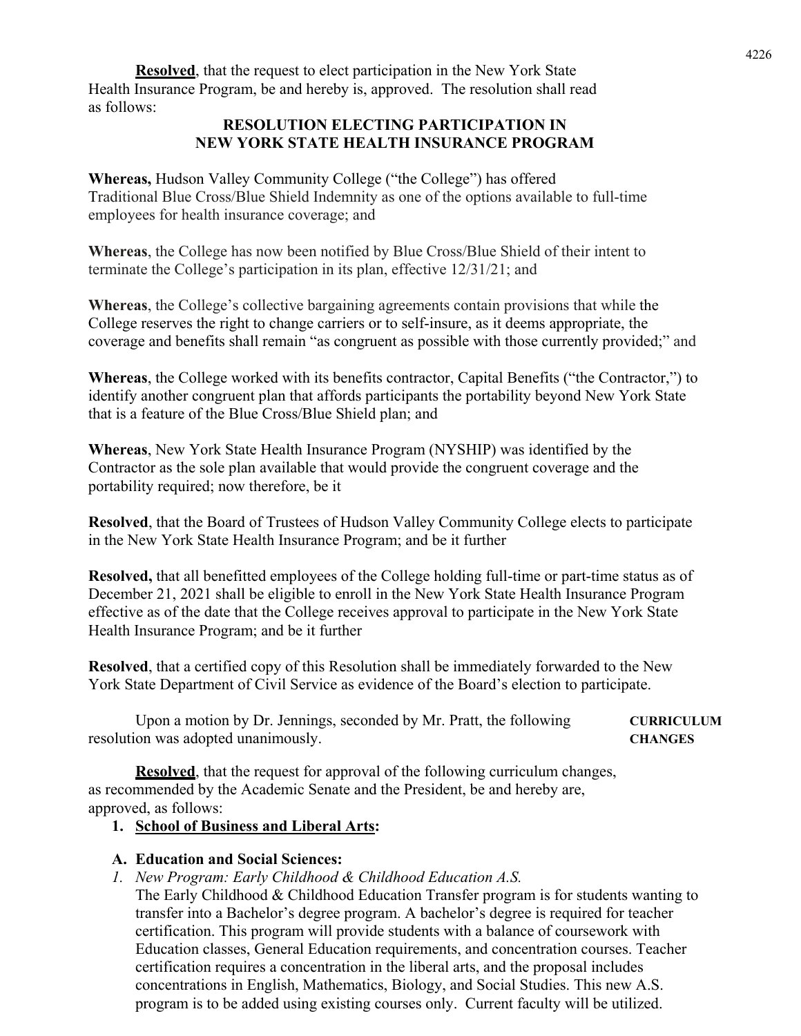**Resolved**, that the request to elect participation in the New York State Health Insurance Program, be and hereby is, approved. The resolution shall read as follows:

**RESOLUTION ELECTING PARTICIPATION IN NEW YORK STATE HEALTH INSURANCE PROGRAM**

**Whereas,** Hudson Valley Community College ("the College") has offered Traditional Blue Cross/Blue Shield Indemnity as one of the options available to full-time employees for health insurance coverage; and

**Whereas**, the College has now been notified by Blue Cross/Blue Shield of their intent to terminate the College's participation in its plan, effective 12/31/21; and

**Whereas**, the College's collective bargaining agreements contain provisions that while the College reserves the right to change carriers or to self-insure, as it deems appropriate, the coverage and benefits shall remain "as congruent as possible with those currently provided;" and

**Whereas**, the College worked with its benefits contractor, Capital Benefits ("the Contractor,") to identify another congruent plan that affords participants the portability beyond New York State that is a feature of the Blue Cross/Blue Shield plan; and

**Whereas**, New York State Health Insurance Program (NYSHIP) was identified by the Contractor as the sole plan available that would provide the congruent coverage and the portability required; now therefore, be it

**Resolved**, that the Board of Trustees of Hudson Valley Community College elects to participate in the New York State Health Insurance Program; and be it further

**Resolved,** that all benefitted employees of the College holding full-time or part-time status as of December 21, 2021 shall be eligible to enroll in the New York State Health Insurance Program effective as of the date that the College receives approval to participate in the New York State Health Insurance Program; and be it further

**Resolved**, that a certified copy of this Resolution shall be immediately forwarded to the New York State Department of Civil Service as evidence of the Board's election to participate.

**CURRICULUM CHANGES**

Upon a motion by Dr. Jennings, seconded by Mr. Pratt, the following resolution was adopted unanimously.

**Resolved**, that the request for approval of the following curriculum changes, as recommended by the Academic Senate and the President, be and hereby are, approved, as follows:

1. **School of Business and Liberal Arts:**

**A. Education and Social Sciences:**

*1. New Program: Early Childhood & Childhood Education A.S.*

The Early Childhood & Childhood Education Transfer program is for students wanting to transfer into a Bachelor's degree program. A bachelor's degree is required for teacher certification. This program will provide students with a balance of coursework with Education classes, General Education requirements, and concentration courses. Teacher certification requires a concentration in the liberal arts, and the proposal includes concentrations in English, Mathematics, Biology, and Social Studies. This new A.S. program is to be added using existing courses only. Current faculty will be utilized.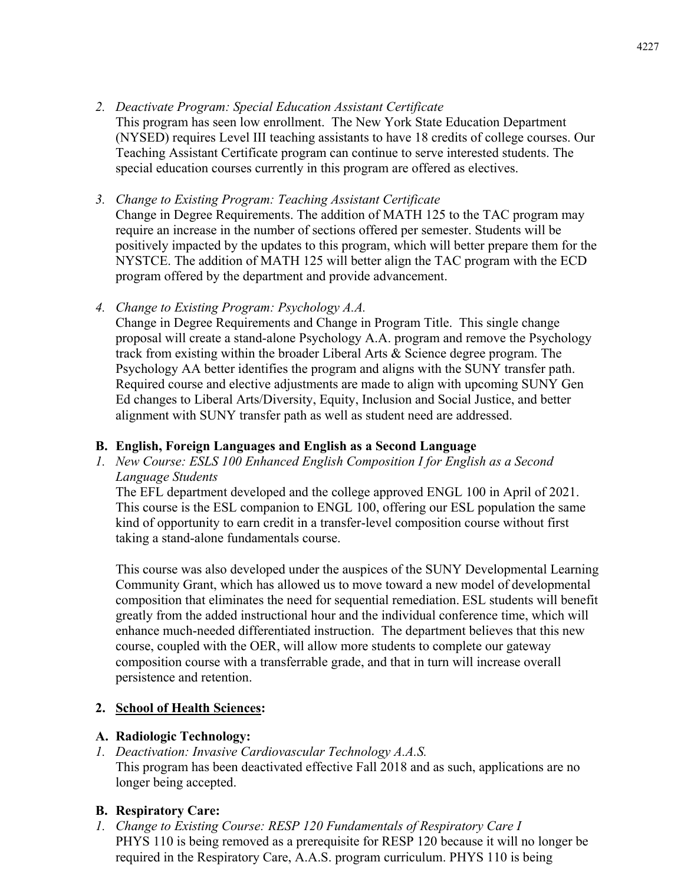2. *Deactivate Program: Special Education Assistant Certificate*
   This program has seen low enrollment. The New York State Education Department (NYSED) requires Level III teaching assistants to have 18 credits of college courses. Our Teaching Assistant Certificate program can continue to serve interested students. The special education courses currently in this program are offered as electives.

3. *Change to Existing Program: Teaching Assistant Certificate*
   Change in Degree Requirements. The addition of MATH 125 to the TAC program may require an increase in the number of sections offered per semester. Students will be positively impacted by the updates to this program, which will better prepare them for the NYSTCE. The addition of MATH 125 will better align the TAC program with the ECD program offered by the department and provide advancement.

4. *Change to Existing Program: Psychology A.A.*
   Change in Degree Requirements and Change in Program Title. This single change proposal will create a stand-alone Psychology A.A. program and remove the Psychology track from existing within the broader Liberal Arts & Science degree program. The Psychology AA better identifies the program and aligns with the SUNY transfer path. Required course and elective adjustments are made to align with upcoming SUNY Gen Ed changes to Liberal Arts/Diversity, Equity, Inclusion and Social Justice, and better alignment with SUNY transfer path as well as student need are addressed.

**B. English, Foreign Languages and English as a Second Language**

1. *New Course: ESLS 100 Enhanced English Composition I for English as a Second Language Students*
   The EFL department developed and the college approved ENGL 100 in April of 2021. This course is the ESL companion to ENGL 100, offering our ESL population the same kind of opportunity to earn credit in a transfer-level composition course without first taking a stand-alone fundamentals course.

   This course was also developed under the auspices of the SUNY Developmental Learning Community Grant, which has allowed us to move toward a new model of developmental composition that eliminates the need for sequential remediation. ESL students will benefit greatly from the added instructional hour and the individual conference time, which will enhance much-needed differentiated instruction. The department believes that this new course, coupled with the OER, will allow more students to complete our gateway composition course with a transferrable grade, and that in turn will increase overall persistence and retention.

**2. <u>School of Health Sciences</u>:**

**A. Radiologic Technology:**

1. *Deactivation: Invasive Cardiovascular Technology A.A.S.*
   This program has been deactivated effective Fall 2018 and as such, applications are no longer being accepted.

**B. Respiratory Care:**

1. *Change to Existing Course: RESP 120 Fundamentals of Respiratory Care I*
   PHYS 110 is being removed as a prerequisite for RESP 120 because it will no longer be required in the Respiratory Care, A.A.S. program curriculum. PHYS 110 is being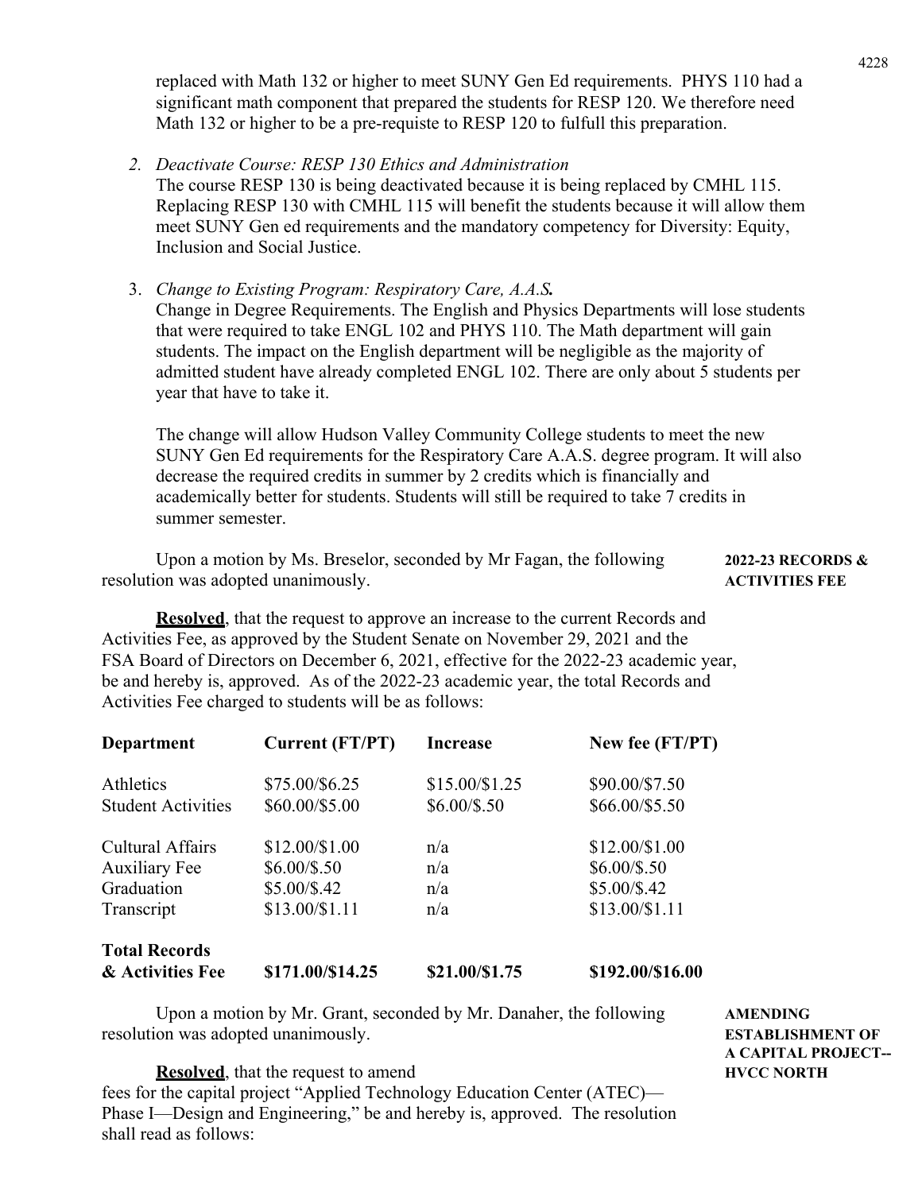replaced with Math 132 or higher to meet SUNY Gen Ed requirements. PHYS 110 had a significant math component that prepared the students for RESP 120. We therefore need Math 132 or higher to be a pre-requiste to RESP 120 to fulfull this preparation.

2. *Deactivate Course: RESP 130 Ethics and Administration*
   The course RESP 130 is being deactivated because it is being replaced by CMHL 115. Replacing RESP 130 with CMHL 115 will benefit the students because it will allow them meet SUNY Gen ed requirements and the mandatory competency for Diversity: Equity, Inclusion and Social Justice.

3. *Change to Existing Program: Respiratory Care, A.A.S.*
   Change in Degree Requirements. The English and Physics Departments will lose students that were required to take ENGL 102 and PHYS 110. The Math department will gain students. The impact on the English department will be negligible as the majority of admitted student have already completed ENGL 102. There are only about 5 students per year that have to take it.

   The change will allow Hudson Valley Community College students to meet the new SUNY Gen Ed requirements for the Respiratory Care A.A.S. degree program. It will also decrease the required credits in summer by 2 credits which is financially and academically better for students. Students will still be required to take 7 credits in summer semester.

**2022-23 RECORDS & ACTIVITIES FEE**

Upon a motion by Ms. Breselor, seconded by Mr Fagan, the following resolution was adopted unanimously.

**Resolved**, that the request to approve an increase to the current Records and Activities Fee, as approved by the Student Senate on November 29, 2021 and the FSA Board of Directors on December 6, 2021, effective for the 2022-23 academic year, be and hereby is, approved. As of the 2022-23 academic year, the total Records and Activities Fee charged to students will be as follows:

| Department | Current (FT/PT) | Increase | New fee (FT/PT) |
|---|---|---|---|
| Athletics | $75.00/$6.25 | $15.00/$1.25 | $90.00/$7.50 |
| Student Activities | $60.00/$5.00 | $6.00/$.50 | $66.00/$5.50 |
| Cultural Affairs | $12.00/$1.00 | n/a | $12.00/$1.00 |
| Auxiliary Fee | $6.00/$.50 | n/a | $6.00/$.50 |
| Graduation | $5.00/$.42 | n/a | $5.00/$.42 |
| Transcript | $13.00/$1.11 | n/a | $13.00/$1.11 |
| **Total Records & Activities Fee** | **$171.00/$14.25** | **$21.00/$1.75** | **$192.00/$16.00** |

**AMENDING ESTABLISHMENT OF A CAPITAL PROJECT-- HVCC NORTH**

Upon a motion by Mr. Grant, seconded by Mr. Danaher, the following resolution was adopted unanimously.

**Resolved**, that the request to amend fees for the capital project "Applied Technology Education Center (ATEC)—Phase I—Design and Engineering," be and hereby is, approved. The resolution shall read as follows: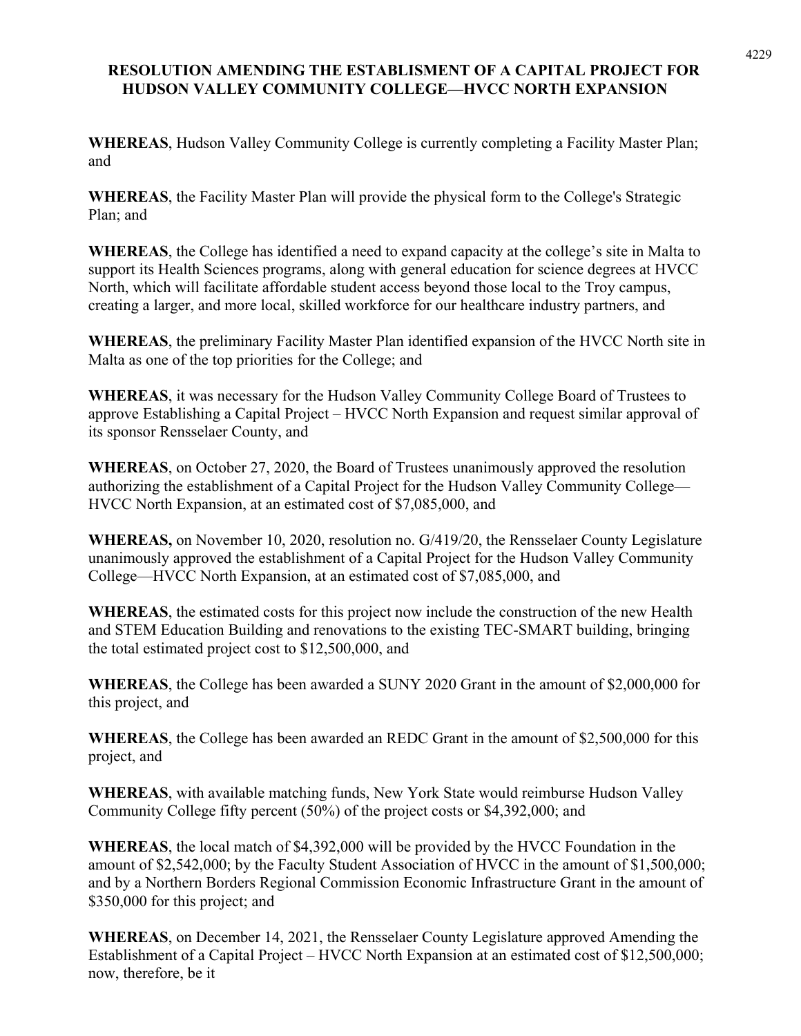# RESOLUTION AMENDING THE ESTABLISMENT OF A CAPITAL PROJECT FOR HUDSON VALLEY COMMUNITY COLLEGE—HVCC NORTH EXPANSION

**WHEREAS**, Hudson Valley Community College is currently completing a Facility Master Plan; and

**WHEREAS**, the Facility Master Plan will provide the physical form to the College's Strategic Plan; and

**WHEREAS**, the College has identified a need to expand capacity at the college's site in Malta to support its Health Sciences programs, along with general education for science degrees at HVCC North, which will facilitate affordable student access beyond those local to the Troy campus, creating a larger, and more local, skilled workforce for our healthcare industry partners, and

**WHEREAS**, the preliminary Facility Master Plan identified expansion of the HVCC North site in Malta as one of the top priorities for the College; and

**WHEREAS**, it was necessary for the Hudson Valley Community College Board of Trustees to approve Establishing a Capital Project – HVCC North Expansion and request similar approval of its sponsor Rensselaer County, and

**WHEREAS**, on October 27, 2020, the Board of Trustees unanimously approved the resolution authorizing the establishment of a Capital Project for the Hudson Valley Community College—HVCC North Expansion, at an estimated cost of $7,085,000, and

**WHEREAS,** on November 10, 2020, resolution no. G/419/20, the Rensselaer County Legislature unanimously approved the establishment of a Capital Project for the Hudson Valley Community College—HVCC North Expansion, at an estimated cost of $7,085,000, and

**WHEREAS**, the estimated costs for this project now include the construction of the new Health and STEM Education Building and renovations to the existing TEC-SMART building, bringing the total estimated project cost to $12,500,000, and

**WHEREAS**, the College has been awarded a SUNY 2020 Grant in the amount of $2,000,000 for this project, and

**WHEREAS**, the College has been awarded an REDC Grant in the amount of $2,500,000 for this project, and

**WHEREAS**, with available matching funds, New York State would reimburse Hudson Valley Community College fifty percent (50%) of the project costs or $4,392,000; and

**WHEREAS**, the local match of $4,392,000 will be provided by the HVCC Foundation in the amount of $2,542,000; by the Faculty Student Association of HVCC in the amount of $1,500,000; and by a Northern Borders Regional Commission Economic Infrastructure Grant in the amount of $350,000 for this project; and

**WHEREAS**, on December 14, 2021, the Rensselaer County Legislature approved Amending the Establishment of a Capital Project – HVCC North Expansion at an estimated cost of $12,500,000; now, therefore, be it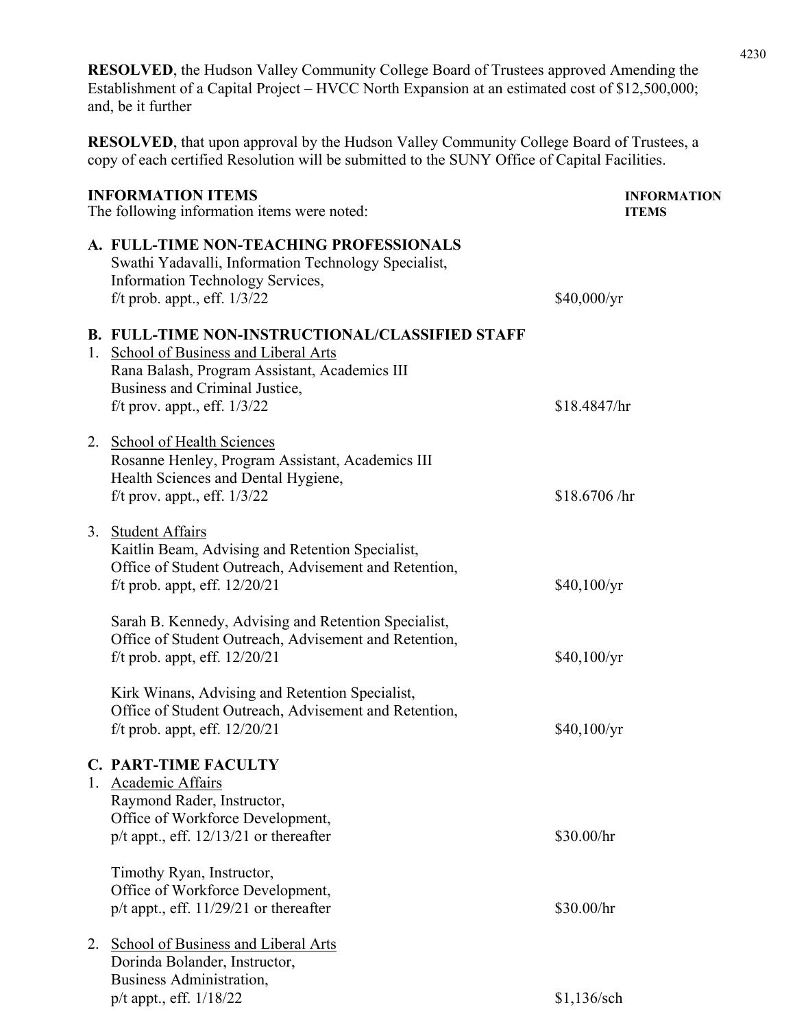**RESOLVED**, the Hudson Valley Community College Board of Trustees approved Amending the Establishment of a Capital Project – HVCC North Expansion at an estimated cost of $12,500,000; and, be it further

**RESOLVED**, that upon approval by the Hudson Valley Community College Board of Trustees, a copy of each certified Resolution will be submitted to the SUNY Office of Capital Facilities.

**INFORMATION ITEMS** | **INFORMATION ITEMS**

The following information items were noted:

**A. FULL-TIME NON-TEACHING PROFESSIONALS**

Swathi Yadavalli, Information Technology Specialist,
Information Technology Services,
f/t prob. appt., eff. 1/3/22 — $40,000/yr

**B. FULL-TIME NON-INSTRUCTIONAL/CLASSIFIED STAFF**

1. School of Business and Liberal Arts

   Rana Balash, Program Assistant, Academics III
   Business and Criminal Justice,
   f/t prov. appt., eff. 1/3/22 — $18.4847/hr

2. School of Health Sciences

   Rosanne Henley, Program Assistant, Academics III
   Health Sciences and Dental Hygiene,
   f/t prov. appt., eff. 1/3/22 — $18.6706 /hr

3. Student Affairs

   Kaitlin Beam, Advising and Retention Specialist,
   Office of Student Outreach, Advisement and Retention,
   f/t prob. appt, eff. 12/20/21 — $40,100/yr

   Sarah B. Kennedy, Advising and Retention Specialist,
   Office of Student Outreach, Advisement and Retention,
   f/t prob. appt, eff. 12/20/21 — $40,100/yr

   Kirk Winans, Advising and Retention Specialist,
   Office of Student Outreach, Advisement and Retention,
   f/t prob. appt, eff. 12/20/21 — $40,100/yr

**C. PART-TIME FACULTY**

1. Academic Affairs

   Raymond Rader, Instructor,
   Office of Workforce Development,
   p/t appt., eff. 12/13/21 or thereafter — $30.00/hr

   Timothy Ryan, Instructor,
   Office of Workforce Development,
   p/t appt., eff. 11/29/21 or thereafter — $30.00/hr

2. School of Business and Liberal Arts

   Dorinda Bolander, Instructor,
   Business Administration,
   p/t appt., eff. 1/18/22 — $1,136/sch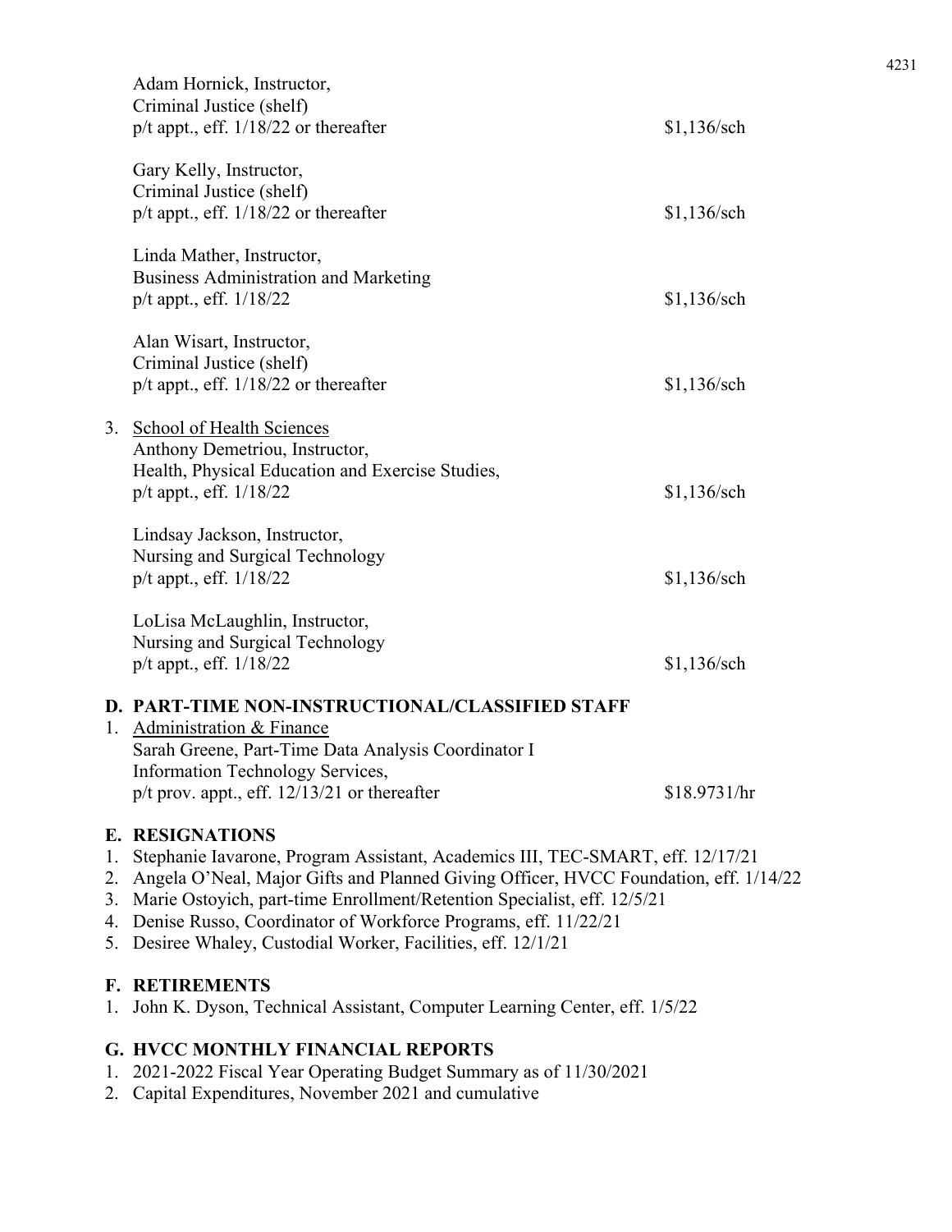Adam Hornick, Instructor,
Criminal Justice (shelf)
p/t appt., eff. 1/18/22 or thereafter — $1,136/sch

Gary Kelly, Instructor,
Criminal Justice (shelf)
p/t appt., eff. 1/18/22 or thereafter — $1,136/sch

Linda Mather, Instructor,
Business Administration and Marketing
p/t appt., eff. 1/18/22 — $1,136/sch

Alan Wisart, Instructor,
Criminal Justice (shelf)
p/t appt., eff. 1/18/22 or thereafter — $1,136/sch

3. School of Health Sciences

Anthony Demetriou, Instructor,
Health, Physical Education and Exercise Studies,
p/t appt., eff. 1/18/22 — $1,136/sch

Lindsay Jackson, Instructor,
Nursing and Surgical Technology
p/t appt., eff. 1/18/22 — $1,136/sch

LoLisa McLaughlin, Instructor,
Nursing and Surgical Technology
p/t appt., eff. 1/18/22 — $1,136/sch

## D. PART-TIME NON-INSTRUCTIONAL/CLASSIFIED STAFF

1. Administration & Finance

Sarah Greene, Part-Time Data Analysis Coordinator I
Information Technology Services,
p/t prov. appt., eff. 12/13/21 or thereafter — $18.9731/hr

## E. RESIGNATIONS

1. Stephanie Iavarone, Program Assistant, Academics III, TEC-SMART, eff. 12/17/21
2. Angela O'Neal, Major Gifts and Planned Giving Officer, HVCC Foundation, eff. 1/14/22
3. Marie Ostoyich, part-time Enrollment/Retention Specialist, eff. 12/5/21
4. Denise Russo, Coordinator of Workforce Programs, eff. 11/22/21
5. Desiree Whaley, Custodial Worker, Facilities, eff. 12/1/21

## F. RETIREMENTS

1. John K. Dyson, Technical Assistant, Computer Learning Center, eff. 1/5/22

## G. HVCC MONTHLY FINANCIAL REPORTS

1. 2021-2022 Fiscal Year Operating Budget Summary as of 11/30/2021
2. Capital Expenditures, November 2021 and cumulative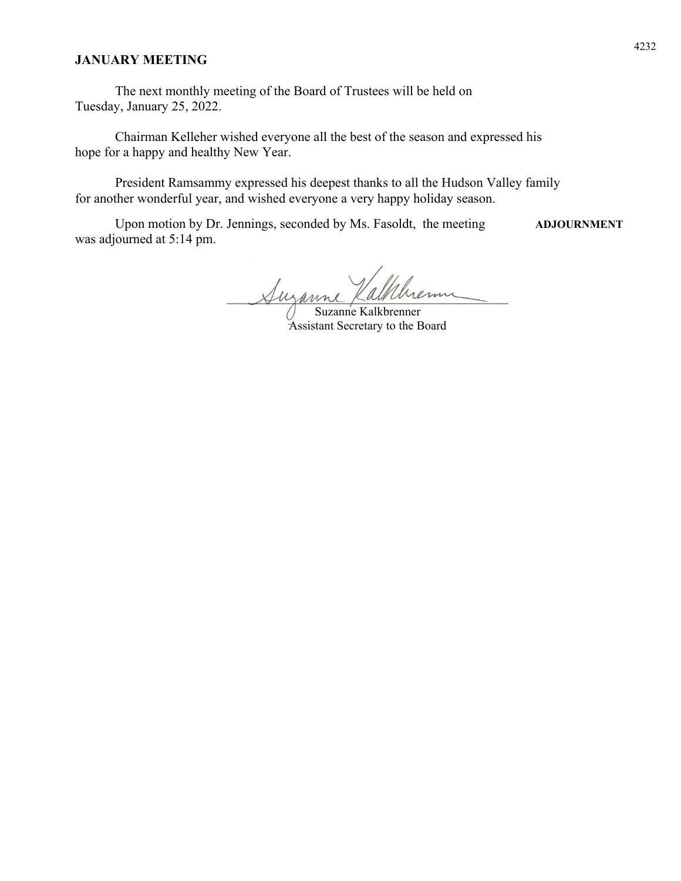**JANUARY MEETING**

The next monthly meeting of the Board of Trustees will be held on Tuesday, January 25, 2022.

Chairman Kelleher wished everyone all the best of the season and expressed his hope for a happy and healthy New Year.

President Ramsammy expressed his deepest thanks to all the Hudson Valley family for another wonderful year, and wished everyone a very happy holiday season.

**ADJOURNMENT**

Upon motion by Dr. Jennings, seconded by Ms. Fasoldt, the meeting was adjourned at 5:14 pm.

Suzanne Kalkbrenner
Assistant Secretary to the Board